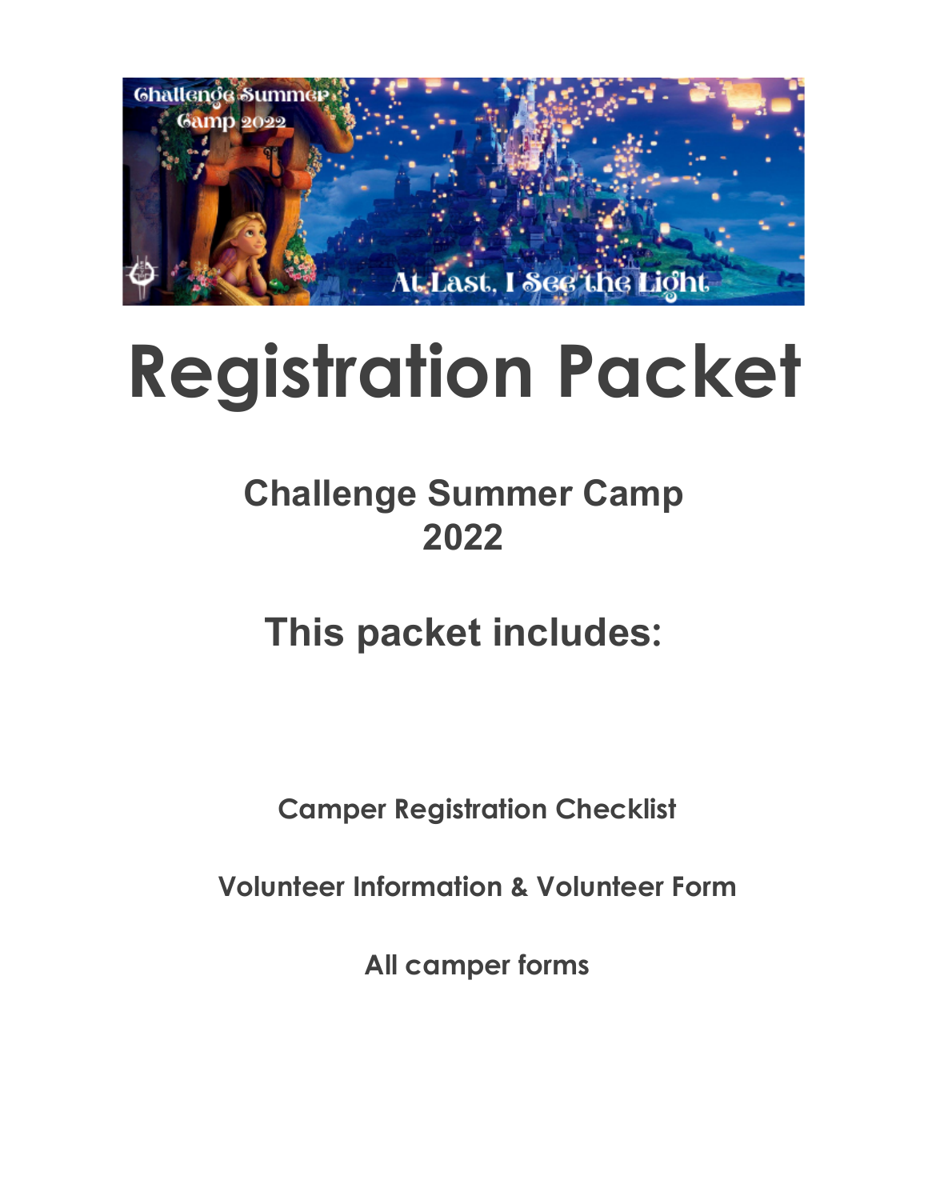# Registration Packet

## Challenge Summer Camp
## 2022

## This packet includes:

**Camper Registration Checklist**

**Volunteer Information & Volunteer Form**

**All camper forms**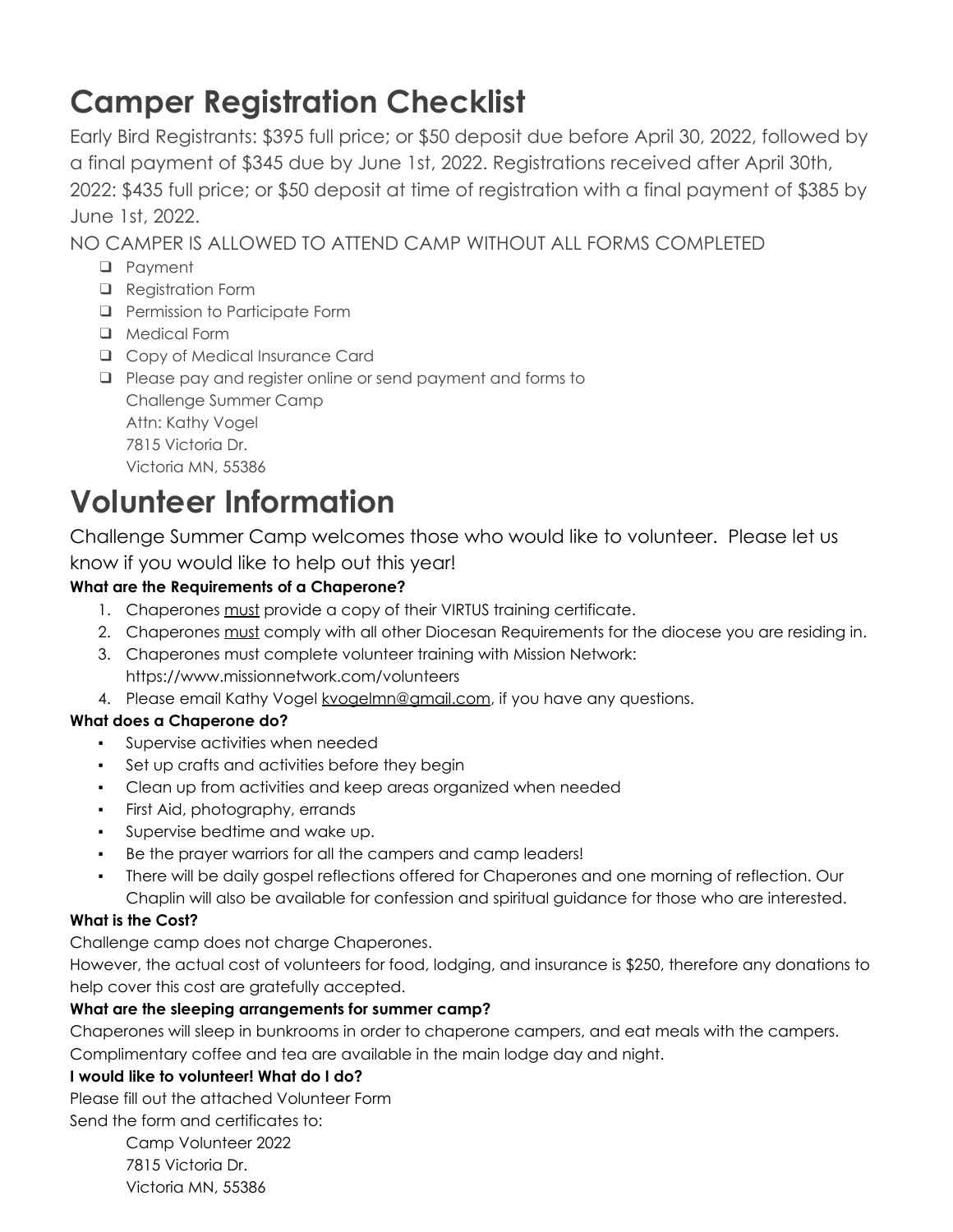# Camper Registration Checklist

Early Bird Registrants: $395 full price; or $50 deposit due before April 30, 2022, followed by a final payment of $345 due by June 1st, 2022. Registrations received after April 30th, 2022: $435 full price; or $50 deposit at time of registration with a final payment of $385 by June 1st, 2022.

NO CAMPER IS ALLOWED TO ATTEND CAMP WITHOUT ALL FORMS COMPLETED

- ❑ Payment
- ❑ Registration Form
- ❑ Permission to Participate Form
- ❑ Medical Form
- ❑ Copy of Medical Insurance Card
- ❑ Please pay and register online or send payment and forms to
  Challenge Summer Camp
  Attn: Kathy Vogel
  7815 Victoria Dr.
  Victoria MN, 55386

# Volunteer Information

Challenge Summer Camp welcomes those who would like to volunteer. Please let us know if you would like to help out this year!

**What are the Requirements of a Chaperone?**

1. Chaperones must provide a copy of their VIRTUS training certificate.
2. Chaperones must comply with all other Diocesan Requirements for the diocese you are residing in.
3. Chaperones must complete volunteer training with Mission Network: https://www.missionnetwork.com/volunteers
4. Please email Kathy Vogel kvogelmn@gmail.com, if you have any questions.

**What does a Chaperone do?**

- Supervise activities when needed
- Set up crafts and activities before they begin
- Clean up from activities and keep areas organized when needed
- First Aid, photography, errands
- Supervise bedtime and wake up.
- Be the prayer warriors for all the campers and camp leaders!
- There will be daily gospel reflections offered for Chaperones and one morning of reflection. Our Chaplin will also be available for confession and spiritual guidance for those who are interested.

**What is the Cost?**

Challenge camp does not charge Chaperones.

However, the actual cost of volunteers for food, lodging, and insurance is $250, therefore any donations to help cover this cost are gratefully accepted.

**What are the sleeping arrangements for summer camp?**

Chaperones will sleep in bunkrooms in order to chaperone campers, and eat meals with the campers. Complimentary coffee and tea are available in the main lodge day and night.

**I would like to volunteer! What do I do?**

Please fill out the attached Volunteer Form

Send the form and certificates to:

Camp Volunteer 2022
7815 Victoria Dr.
Victoria MN, 55386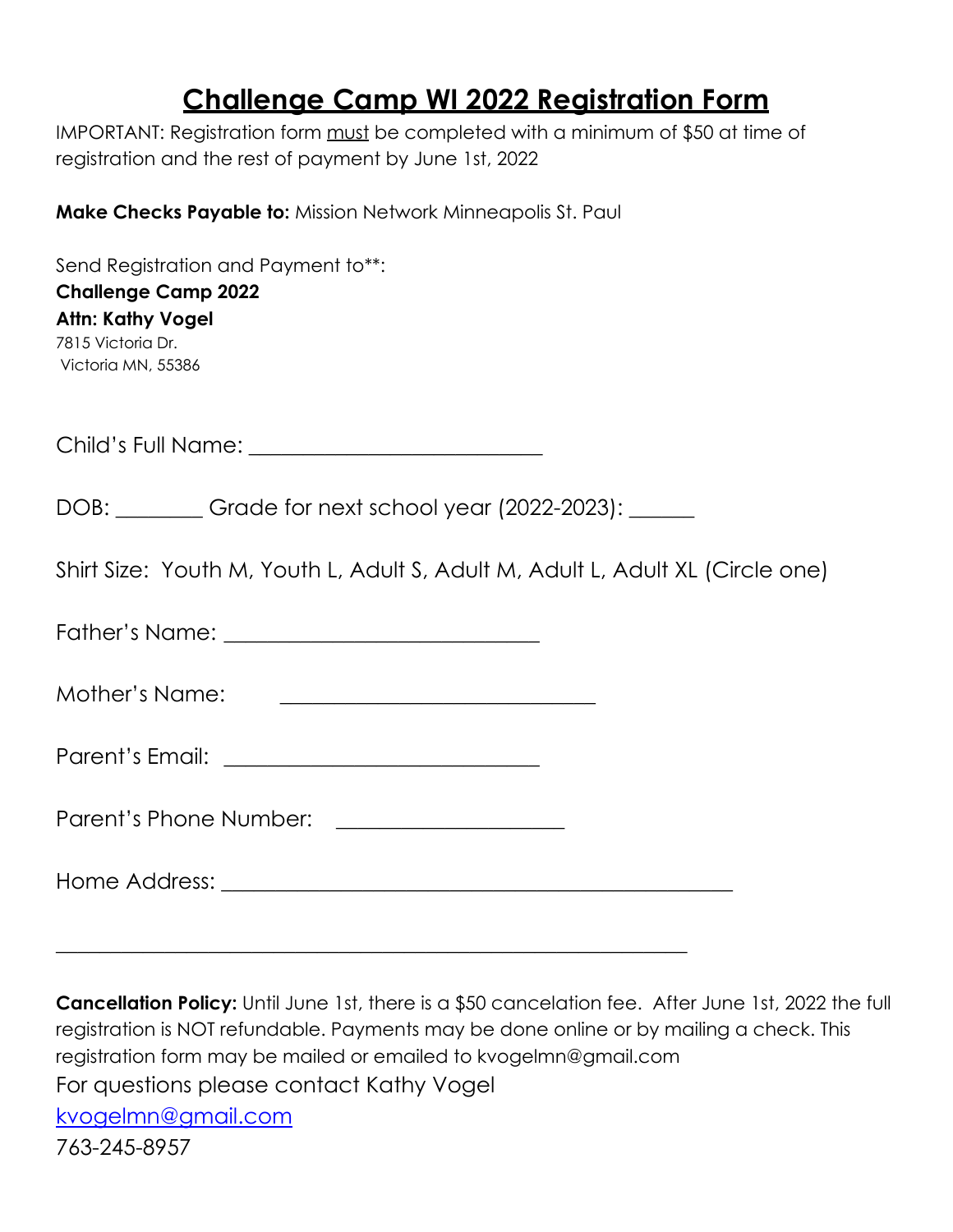# Challenge Camp WI 2022 Registration Form

IMPORTANT: Registration form must be completed with a minimum of $50 at time of registration and the rest of payment by June 1st, 2022

**Make Checks Payable to:** Mission Network Minneapolis St. Paul

Send Registration and Payment to**:
**Challenge Camp 2022**
**Attn: Kathy Vogel**
7815 Victoria Dr.
Victoria MN, 55386

Child's Full Name: ___________________________

DOB: ________ Grade for next school year (2022-2023): ______

Shirt Size: Youth M, Youth L, Adult S, Adult M, Adult L, Adult XL (Circle one)

Father's Name: _____________________________

Mother's Name: _____________________________

Parent's Email: _____________________________

Parent's Phone Number: _____________________

Home Address: _______________________________________________

___________________________________________________________

**Cancellation Policy:** Until June 1st, there is a $50 cancelation fee. After June 1st, 2022 the full registration is NOT refundable. Payments may be done online or by mailing a check. This registration form may be mailed or emailed to kvogelmn@gmail.com

For questions please contact Kathy Vogel

kvogelmn@gmail.com

763-245-8957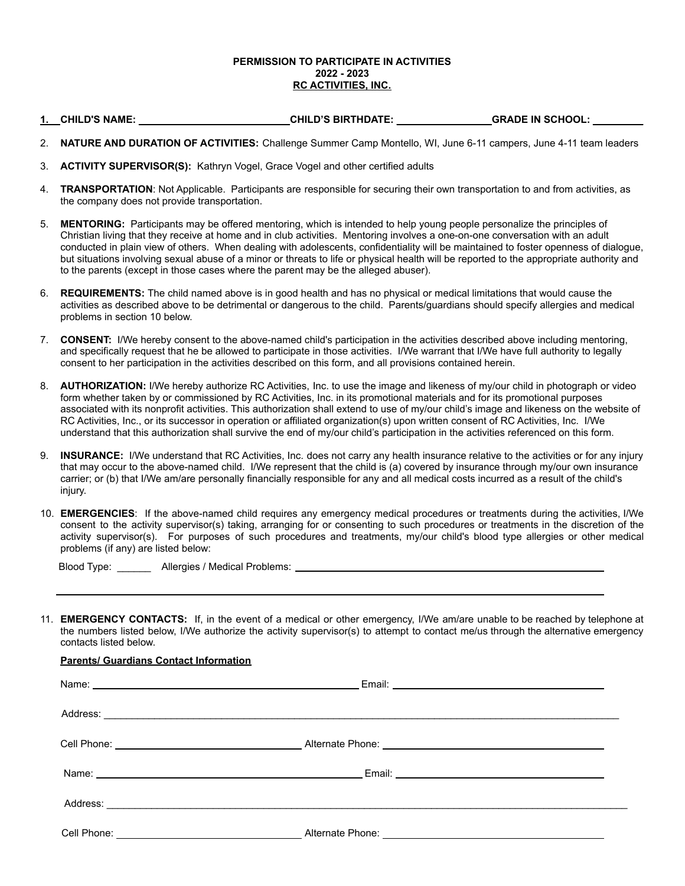**PERMISSION TO PARTICIPATE IN ACTIVITIES**
**2022 - 2023**
**RC ACTIVITIES, INC.**

1. **CHILD'S NAME:** ____________________ **CHILD'S BIRTHDATE:** ______________ **GRADE IN SCHOOL:** ________

2. **NATURE AND DURATION OF ACTIVITIES:** Challenge Summer Camp Montello, WI, June 6-11 campers, June 4-11 team leaders

3. **ACTIVITY SUPERVISOR(S):** Kathryn Vogel, Grace Vogel and other certified adults

4. **TRANSPORTATION**: Not Applicable. Participants are responsible for securing their own transportation to and from activities, as the company does not provide transportation.

5. **MENTORING:** Participants may be offered mentoring, which is intended to help young people personalize the principles of Christian living that they receive at home and in club activities. Mentoring involves a one-on-one conversation with an adult conducted in plain view of others. When dealing with adolescents, confidentiality will be maintained to foster openness of dialogue, but situations involving sexual abuse of a minor or threats to life or physical health will be reported to the appropriate authority and to the parents (except in those cases where the parent may be the alleged abuser).

6. **REQUIREMENTS:** The child named above is in good health and has no physical or medical limitations that would cause the activities as described above to be detrimental or dangerous to the child. Parents/guardians should specify allergies and medical problems in section 10 below.

7. **CONSENT:** I/We hereby consent to the above-named child's participation in the activities described above including mentoring, and specifically request that he be allowed to participate in those activities. I/We warrant that I/We have full authority to legally consent to her participation in the activities described on this form, and all provisions contained herein.

8. **AUTHORIZATION:** I/We hereby authorize RC Activities, Inc. to use the image and likeness of my/our child in photograph or video form whether taken by or commissioned by RC Activities, Inc. in its promotional materials and for its promotional purposes associated with its nonprofit activities. This authorization shall extend to use of my/our child's image and likeness on the website of RC Activities, Inc., or its successor in operation or affiliated organization(s) upon written consent of RC Activities, Inc. I/We understand that this authorization shall survive the end of my/our child's participation in the activities referenced on this form.

9. **INSURANCE:** I/We understand that RC Activities, Inc. does not carry any health insurance relative to the activities or for any injury that may occur to the above-named child. I/We represent that the child is (a) covered by insurance through my/our own insurance carrier; or (b) that I/We am/are personally financially responsible for any and all medical costs incurred as a result of the child's injury.

10. **EMERGENCIES**: If the above-named child requires any emergency medical procedures or treatments during the activities, I/We consent to the activity supervisor(s) taking, arranging for or consenting to such procedures or treatments in the discretion of the activity supervisor(s). For purposes of such procedures and treatments, my/our child's blood type allergies or other medical problems (if any) are listed below:

    Blood Type: ______ Allergies / Medical Problems: ____________________________________________

    ____________________________________________________________________________

11. **EMERGENCY CONTACTS:** If, in the event of a medical or other emergency, I/We am/are unable to be reached by telephone at the numbers listed below, I/We authorize the activity supervisor(s) to attempt to contact me/us through the alternative emergency contacts listed below.

    **Parents/ Guardians Contact Information**

    Name: ______________________________ Email: ______________________________

    Address: ____________________________________________________________________

    Cell Phone: ______________________ Alternate Phone: ______________________

    Name: ______________________________ Email: ______________________________

    Address: ____________________________________________________________________

    Cell Phone: ______________________ Alternate Phone: ______________________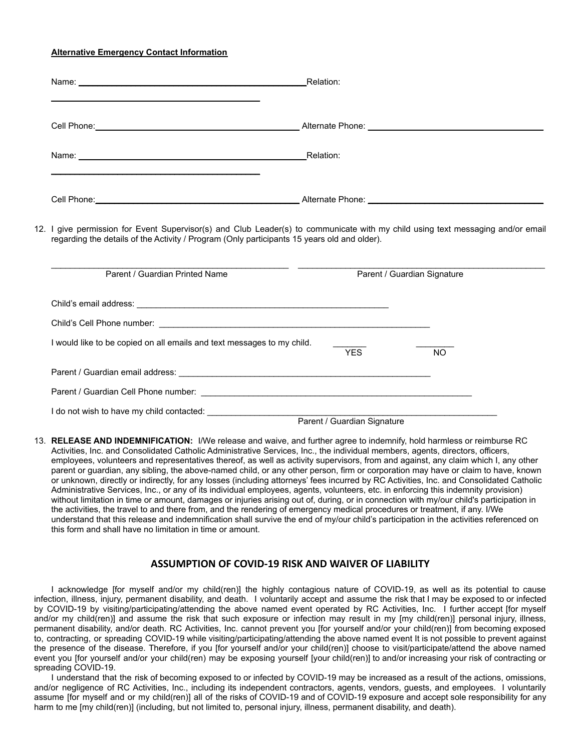**Alternative Emergency Contact Information**

Name: ____________________________________________ Relation: ____________________________________________

Cell Phone: ____________________________________________ Alternate Phone: ____________________________________________

Name: ____________________________________________ Relation: ____________________________________________

Cell Phone: ____________________________________________ Alternate Phone: ____________________________________________

12. I give permission for Event Supervisor(s) and Club Leader(s) to communicate with my child using text messaging and/or email regarding the details of the Activity / Program (Only participants 15 years old and older).

____________________________________________ ____________________________________________
Parent / Guardian Printed Name Parent / Guardian Signature

Child's email address: ____________________________________________

Child's Cell Phone number: ____________________________________________

I would like to be copied on all emails and text messages to my child. ______ YES ______ NO

Parent / Guardian email address: ____________________________________________

Parent / Guardian Cell Phone number: ____________________________________________

I do not wish to have my child contacted: ____________________________________________
Parent / Guardian Signature

13. **RELEASE AND INDEMNIFICATION:** I/We release and waive, and further agree to indemnify, hold harmless or reimburse RC Activities, Inc. and Consolidated Catholic Administrative Services, Inc., the individual members, agents, directors, officers, employees, volunteers and representatives thereof, as well as activity supervisors, from and against, any claim which I, any other parent or guardian, any sibling, the above-named child, or any other person, firm or corporation may have or claim to have, known or unknown, directly or indirectly, for any losses (including attorneys' fees incurred by RC Activities, Inc. and Consolidated Catholic Administrative Services, Inc., or any of its individual employees, agents, volunteers, etc. in enforcing this indemnity provision) without limitation in time or amount, damages or injuries arising out of, during, or in connection with my/our child's participation in the activities, the travel to and there from, and the rendering of emergency medical procedures or treatment, if any. I/We understand that this release and indemnification shall survive the end of my/our child's participation in the activities referenced on this form and shall have no limitation in time or amount.

## ASSUMPTION OF COVID-19 RISK AND WAIVER OF LIABILITY

I acknowledge [for myself and/or my child(ren)] the highly contagious nature of COVID-19, as well as its potential to cause infection, illness, injury, permanent disability, and death. I voluntarily accept and assume the risk that I may be exposed to or infected by COVID-19 by visiting/participating/attending the above named event operated by RC Activities, Inc. I further accept [for myself and/or my child(ren)] and assume the risk that such exposure or infection may result in my [my child(ren)] personal injury, illness, permanent disability, and/or death. RC Activities, Inc. cannot prevent you [for yourself and/or your child(ren)] from becoming exposed to, contracting, or spreading COVID-19 while visiting/participating/attending the above named event It is not possible to prevent against the presence of the disease. Therefore, if you [for yourself and/or your child(ren)] choose to visit/participate/attend the above named event you [for yourself and/or your child(ren) may be exposing yourself [your child(ren)] to and/or increasing your risk of contracting or spreading COVID-19.

I understand that the risk of becoming exposed to or infected by COVID-19 may be increased as a result of the actions, omissions, and/or negligence of RC Activities, Inc., including its independent contractors, agents, vendors, guests, and employees. I voluntarily assume [for myself and or my child(ren)] all of the risks of COVID-19 and of COVID-19 exposure and accept sole responsibility for any harm to me [my child(ren)] (including, but not limited to, personal injury, illness, permanent disability, and death).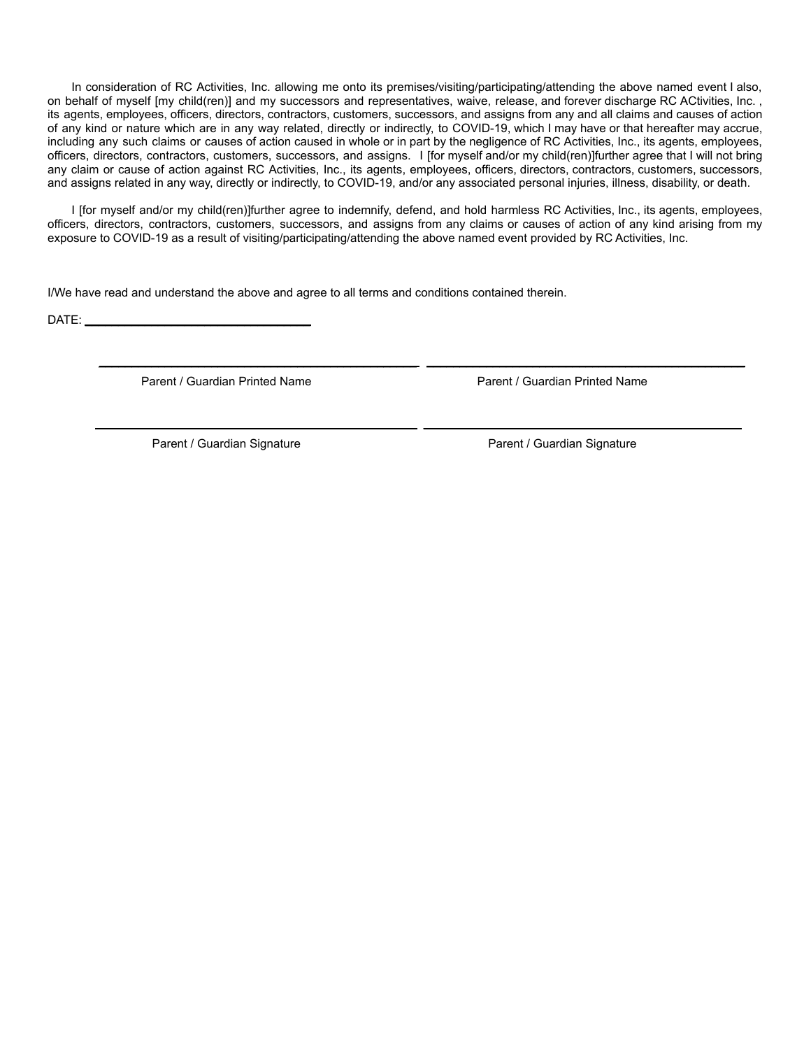In consideration of RC Activities, Inc. allowing me onto its premises/visiting/participating/attending the above named event I also, on behalf of myself [my child(ren)] and my successors and representatives, waive, release, and forever discharge RC ACtivities, Inc. , its agents, employees, officers, directors, contractors, customers, successors, and assigns from any and all claims and causes of action of any kind or nature which are in any way related, directly or indirectly, to COVID-19, which I may have or that hereafter may accrue, including any such claims or causes of action caused in whole or in part by the negligence of RC Activities, Inc., its agents, employees, officers, directors, contractors, customers, successors, and assigns. I [for myself and/or my child(ren)]further agree that I will not bring any claim or cause of action against RC Activities, Inc., its agents, employees, officers, directors, contractors, customers, successors, and assigns related in any way, directly or indirectly, to COVID-19, and/or any associated personal injuries, illness, disability, or death.

I [for myself and/or my child(ren)]further agree to indemnify, defend, and hold harmless RC Activities, Inc., its agents, employees, officers, directors, contractors, customers, successors, and assigns from any claims or causes of action of any kind arising from my exposure to COVID-19 as a result of visiting/participating/attending the above named event provided by RC Activities, Inc.

I/We have read and understand the above and agree to all terms and conditions contained therein.

DATE: ______________________________

______________________________ ______________________________

Parent / Guardian Printed Name Parent / Guardian Printed Name

______________________________ ______________________________

Parent / Guardian Signature Parent / Guardian Signature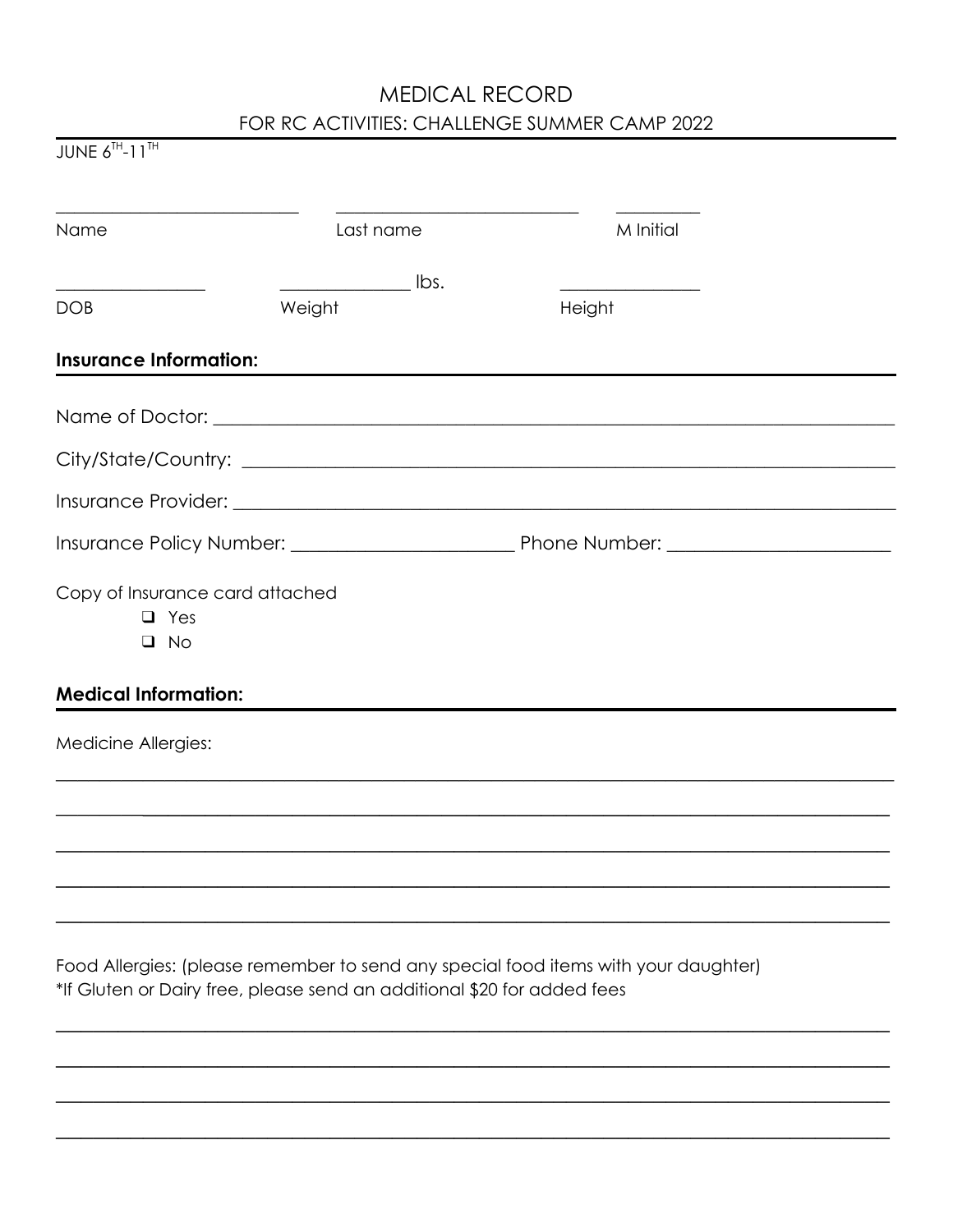# MEDICAL RECORD

## FOR RC ACTIVITIES: CHALLENGE SUMMER CAMP 2022

JUNE $6^{TH}$-$11^{TH}$

____________________ ____________________ __________

Name Last name M Initial

______________ ______________ lbs. ______________

DOB Weight Height

**Insurance Information:**

Name of Doctor: ________________________________________________

City/State/Country: ________________________________________________

Insurance Provider: ________________________________________________

Insurance Policy Number: ____________________ Phone Number: ____________________

Copy of Insurance card attached

- ❑ Yes
- ❑ No

**Medical Information:**

Medicine Allergies:

________________________________________________

________________________________________________

________________________________________________

________________________________________________

________________________________________________

Food Allergies: (please remember to send any special food items with your daughter)
*If Gluten or Dairy free, please send an additional $20 for added fees

________________________________________________

________________________________________________

________________________________________________

________________________________________________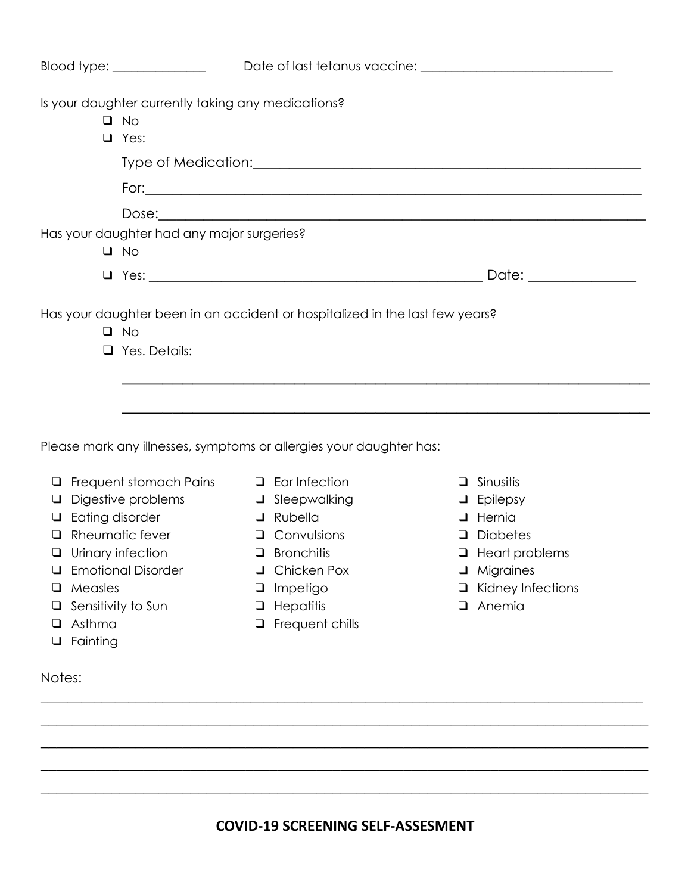Blood type: _______________ Date of last tetanus vaccine: ______________________________

Is your daughter currently taking any medications?

- ☐ No
- ☐ Yes:

  Type of Medication:____________________________________________________________

  For:___________________________________________________________________________

  Dose:__________________________________________________________________________

Has your daughter had any major surgeries?

- ☐ No
- ☐ Yes: ____________________________________________________ Date: _______________

Has your daughter been in an accident or hospitalized in the last few years?

- ☐ No
- ☐ Yes. Details:

  ________________________________________________________________________________

  ________________________________________________________________________________

Please mark any illnesses, symptoms or allergies your daughter has:

- ☐ Frequent stomach Pains
- ☐ Digestive problems
- ☐ Eating disorder
- ☐ Rheumatic fever
- ☐ Urinary infection
- ☐ Emotional Disorder
- ☐ Measles
- ☐ Sensitivity to Sun
- ☐ Asthma
- ☐ Fainting
- ☐ Ear Infection
- ☐ Sleepwalking
- ☐ Rubella
- ☐ Convulsions
- ☐ Bronchitis
- ☐ Chicken Pox
- ☐ Impetigo
- ☐ Hepatitis
- ☐ Frequent chills
- ☐ Sinusitis
- ☐ Epilepsy
- ☐ Hernia
- ☐ Diabetes
- ☐ Heart problems
- ☐ Migraines
- ☐ Kidney Infections
- ☐ Anemia

Notes:

____________________________________________________________________________________________

____________________________________________________________________________________________

____________________________________________________________________________________________

____________________________________________________________________________________________

____________________________________________________________________________________________

## COVID-19 SCREENING SELF-ASSESMENT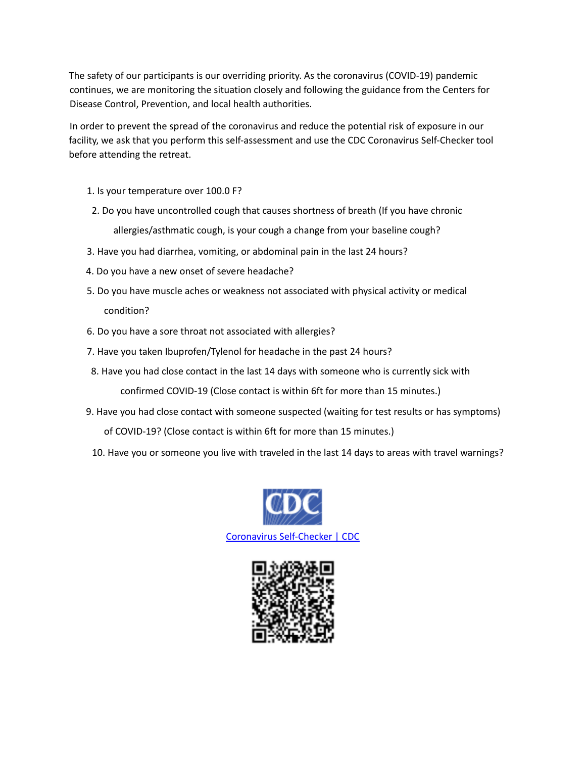The safety of our participants is our overriding priority. As the coronavirus (COVID-19) pandemic continues, we are monitoring the situation closely and following the guidance from the Centers for Disease Control, Prevention, and local health authorities.

In order to prevent the spread of the coronavirus and reduce the potential risk of exposure in our facility, we ask that you perform this self-assessment and use the CDC Coronavirus Self-Checker tool before attending the retreat.

1. Is your temperature over 100.0 F?
2. Do you have uncontrolled cough that causes shortness of breath (If you have chronic allergies/asthmatic cough, is your cough a change from your baseline cough?
3. Have you had diarrhea, vomiting, or abdominal pain in the last 24 hours?
4. Do you have a new onset of severe headache?
5. Do you have muscle aches or weakness not associated with physical activity or medical condition?
6. Do you have a sore throat not associated with allergies?
7. Have you taken Ibuprofen/Tylenol for headache in the past 24 hours?
8. Have you had close contact in the last 14 days with someone who is currently sick with confirmed COVID-19 (Close contact is within 6ft for more than 15 minutes.)
9. Have you had close contact with someone suspected (waiting for test results or has symptoms) of COVID-19? (Close contact is within 6ft for more than 15 minutes.)
10. Have you or someone you live with traveled in the last 14 days to areas with travel warnings?

CDC

Coronavirus Self-Checker | CDC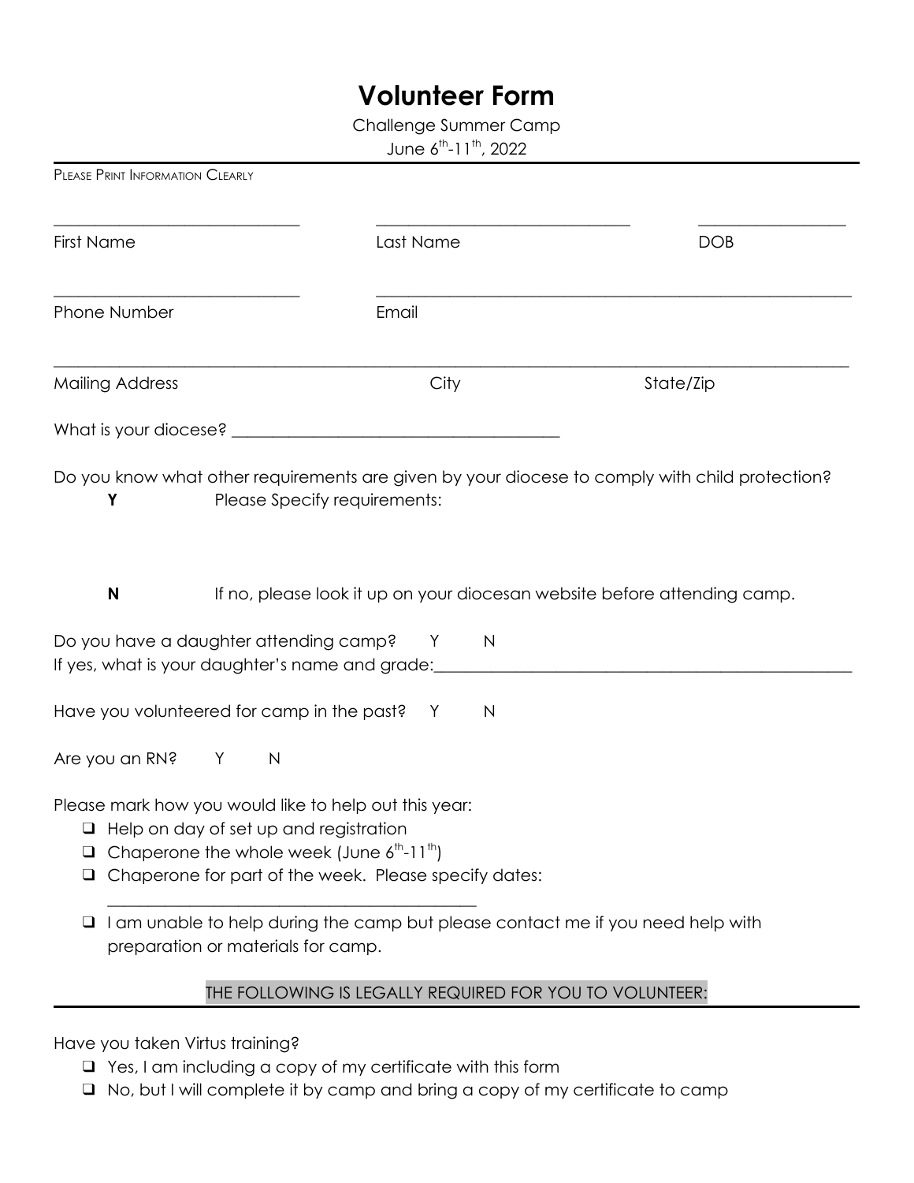# Volunteer Form

Challenge Summer Camp

June $6^{th}$-$11^{th}$, 2022

PLEASE PRINT INFORMATION CLEARLY

| ______________________________ | ______________________________ | __________________ |
|---|---|---|
| First Name | Last Name | DOB |

| ______________________________ | ______________________________________________________ |
|---|---|
| Phone Number | Email |

__________________________________________________________________________________________

| Mailing Address | City | State/Zip |
|---|---|---|

What is your diocese? ______________________________________

Do you know what other requirements are given by your diocese to comply with child protection?

**Y** Please Specify requirements:

**N** If no, please look it up on your diocesan website before attending camp.

Do you have a daughter attending camp? Y N

If yes, what is your daughter's name and grade:__________________________________________________

Have you volunteered for camp in the past? Y N

Are you an RN? Y N

Please mark how you would like to help out this year:

- ❑ Help on day of set up and registration
- ❑ Chaperone the whole week (June $6^{th}$-$11^{th}$)
- ❑ Chaperone for part of the week. Please specify dates:
  ____________________________________________
- ❑ I am unable to help during the camp but please contact me if you need help with preparation or materials for camp.

THE FOLLOWING IS LEGALLY REQUIRED FOR YOU TO VOLUNTEER:

Have you taken Virtus training?

- ❑ Yes, I am including a copy of my certificate with this form
- ❑ No, but I will complete it by camp and bring a copy of my certificate to camp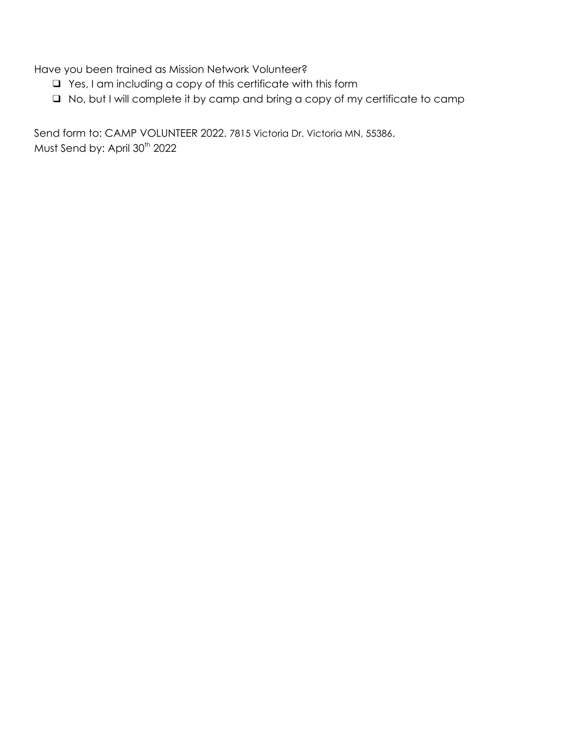Have you been trained as Mission Network Volunteer?

- ❑ Yes, I am including a copy of this certificate with this form
- ❑ No, but I will complete it by camp and bring a copy of my certificate to camp

Send form to: CAMP VOLUNTEER 2022. 7815 Victoria Dr. Victoria MN, 55386.
Must Send by: April 30th 2022